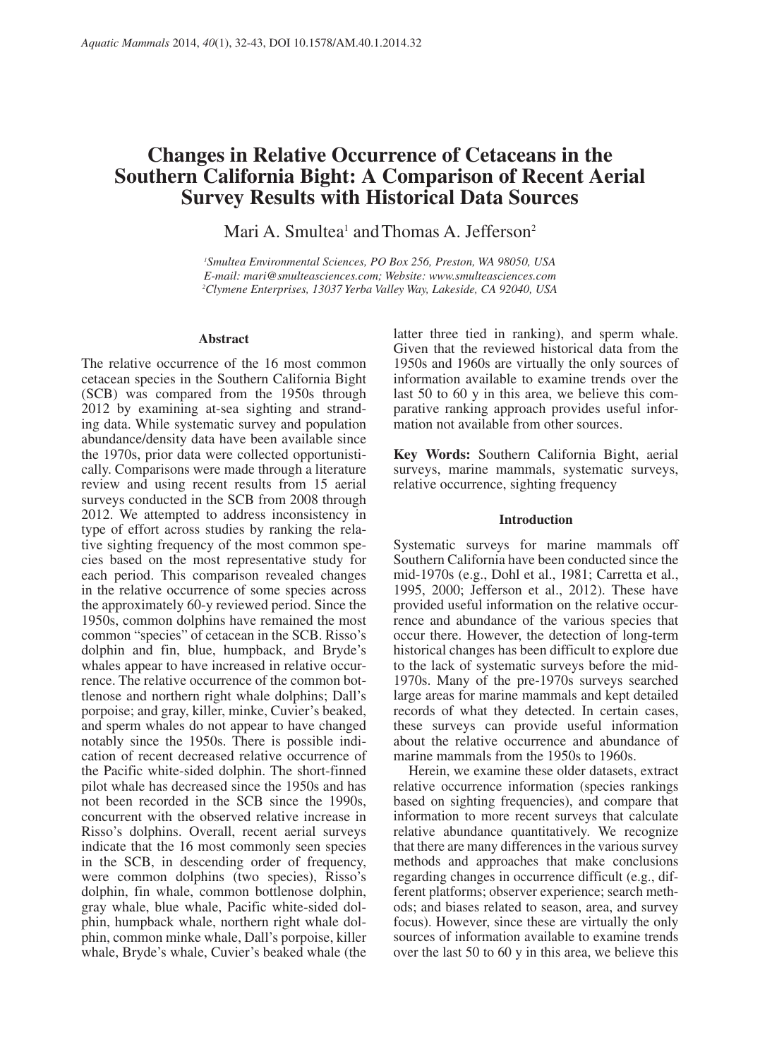# Changes in Relative Occurrence of Cetaceans in the Southern California Bight: A Comparison of Recent Aerial Survey Results with Historical Data Sources

Mari A. Smultea[1] and Thomas A. Jefferson[2]

[1]*Smultea Environmental Sciences, PO Box 256, Preston, WA 98050, USA*
*E-mail: mari@smulteasciences.com; Website: www.smulteasciences.com*
[2]*Clymene Enterprises, 13037 Yerba Valley Way, Lakeside, CA 92040, USA*

## Abstract

The relative occurrence of the 16 most common cetacean species in the Southern California Bight (SCB) was compared from the 1950s through 2012 by examining at-sea sighting and stranding data. While systematic survey and population abundance/density data have been available since the 1970s, prior data were collected opportunistically. Comparisons were made through a literature review and using recent results from 15 aerial surveys conducted in the SCB from 2008 through 2012. We attempted to address inconsistency in type of effort across studies by ranking the relative sighting frequency of the most common species based on the most representative study for each period. This comparison revealed changes in the relative occurrence of some species across the approximately 60-y reviewed period. Since the 1950s, common dolphins have remained the most common "species" of cetacean in the SCB. Risso's dolphin and fin, blue, humpback, and Bryde's whales appear to have increased in relative occurrence. The relative occurrence of the common bottlenose and northern right whale dolphins; Dall's porpoise; and gray, killer, minke, Cuvier's beaked, and sperm whales do not appear to have changed notably since the 1950s. There is possible indication of recent decreased relative occurrence of the Pacific white-sided dolphin. The short-finned pilot whale has decreased since the 1950s and has not been recorded in the SCB since the 1990s, concurrent with the observed relative increase in Risso's dolphins. Overall, recent aerial surveys indicate that the 16 most commonly seen species in the SCB, in descending order of frequency, were common dolphins (two species), Risso's dolphin, fin whale, common bottlenose dolphin, gray whale, blue whale, Pacific white-sided dolphin, humpback whale, northern right whale dolphin, common minke whale, Dall's porpoise, killer whale, Bryde's whale, Cuvier's beaked whale (the latter three tied in ranking), and sperm whale. Given that the reviewed historical data from the 1950s and 1960s are virtually the only sources of information available to examine trends over the last 50 to 60 y in this area, we believe this comparative ranking approach provides useful information not available from other sources.

**Key Words:** Southern California Bight, aerial surveys, marine mammals, systematic surveys, relative occurrence, sighting frequency

## Introduction

Systematic surveys for marine mammals off Southern California have been conducted since the mid-1970s (e.g., Dohl et al., 1981; Carretta et al., 1995, 2000; Jefferson et al., 2012). These have provided useful information on the relative occurrence and abundance of the various species that occur there. However, the detection of long-term historical changes has been difficult to explore due to the lack of systematic surveys before the mid-1970s. Many of the pre-1970s surveys searched large areas for marine mammals and kept detailed records of what they detected. In certain cases, these surveys can provide useful information about the relative occurrence and abundance of marine mammals from the 1950s to 1960s.

Herein, we examine these older datasets, extract relative occurrence information (species rankings based on sighting frequencies), and compare that information to more recent surveys that calculate relative abundance quantitatively. We recognize that there are many differences in the various survey methods and approaches that make conclusions regarding changes in occurrence difficult (e.g., different platforms; observer experience; search methods; and biases related to season, area, and survey focus). However, since these are virtually the only sources of information available to examine trends over the last 50 to 60 y in this area, we believe this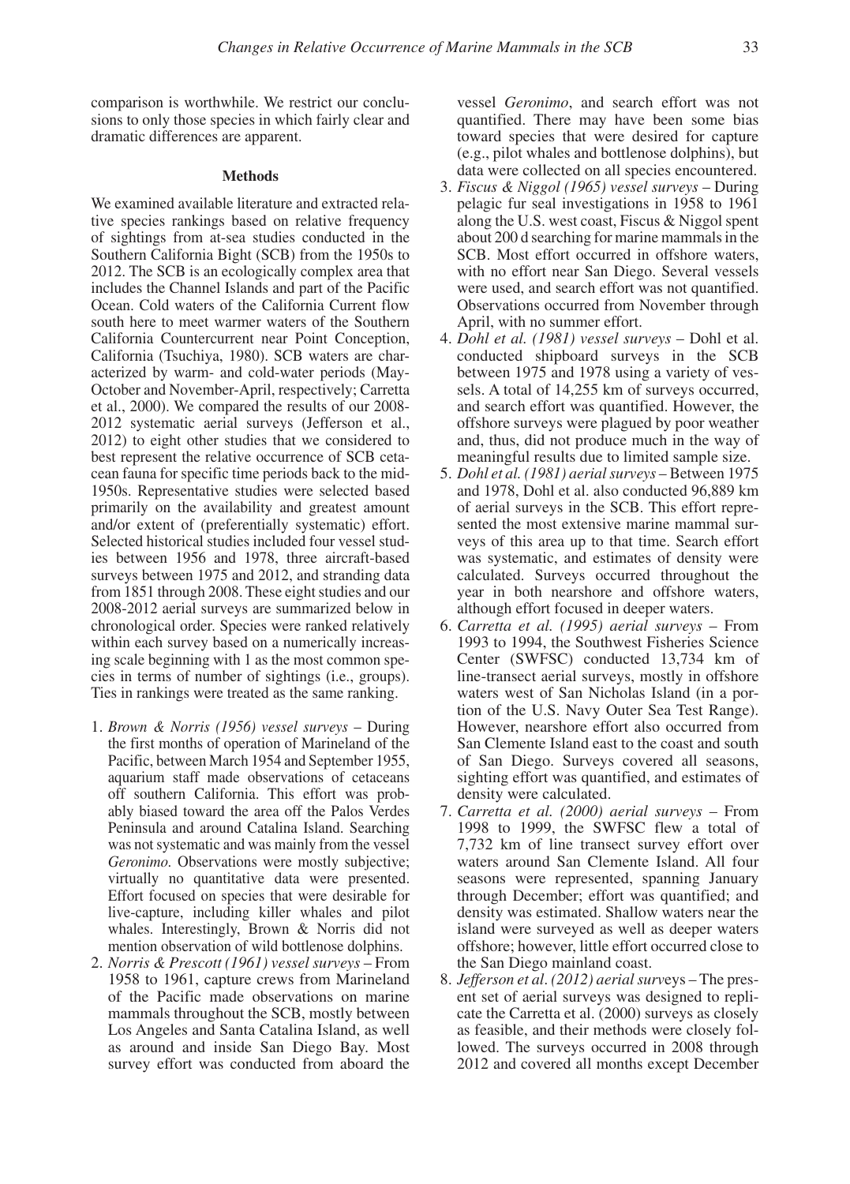comparison is worthwhile. We restrict our conclusions to only those species in which fairly clear and dramatic differences are apparent.

## Methods

We examined available literature and extracted relative species rankings based on relative frequency of sightings from at-sea studies conducted in the Southern California Bight (SCB) from the 1950s to 2012. The SCB is an ecologically complex area that includes the Channel Islands and part of the Pacific Ocean. Cold waters of the California Current flow south here to meet warmer waters of the Southern California Countercurrent near Point Conception, California (Tsuchiya, 1980). SCB waters are characterized by warm- and cold-water periods (May-October and November-April, respectively; Carretta et al., 2000). We compared the results of our 2008-2012 systematic aerial surveys (Jefferson et al., 2012) to eight other studies that we considered to best represent the relative occurrence of SCB cetacean fauna for specific time periods back to the mid-1950s. Representative studies were selected based primarily on the availability and greatest amount and/or extent of (preferentially systematic) effort. Selected historical studies included four vessel studies between 1956 and 1978, three aircraft-based surveys between 1975 and 2012, and stranding data from 1851 through 2008. These eight studies and our 2008-2012 aerial surveys are summarized below in chronological order. Species were ranked relatively within each survey based on a numerically increasing scale beginning with 1 as the most common species in terms of number of sightings (i.e., groups). Ties in rankings were treated as the same ranking.

1. *Brown & Norris (1956) vessel surveys* – During the first months of operation of Marineland of the Pacific, between March 1954 and September 1955, aquarium staff made observations of cetaceans off southern California. This effort was probably biased toward the area off the Palos Verdes Peninsula and around Catalina Island. Searching was not systematic and was mainly from the vessel *Geronimo*. Observations were mostly subjective; virtually no quantitative data were presented. Effort focused on species that were desirable for live-capture, including killer whales and pilot whales. Interestingly, Brown & Norris did not mention observation of wild bottlenose dolphins.
2. *Norris & Prescott (1961) vessel surveys* – From 1958 to 1961, capture crews from Marineland of the Pacific made observations on marine mammals throughout the SCB, mostly between Los Angeles and Santa Catalina Island, as well as around and inside San Diego Bay. Most survey effort was conducted from aboard the vessel *Geronimo*, and search effort was not quantified. There may have been some bias toward species that were desired for capture (e.g., pilot whales and bottlenose dolphins), but data were collected on all species encountered.
3. *Fiscus & Niggol (1965) vessel surveys* – During pelagic fur seal investigations in 1958 to 1961 along the U.S. west coast, Fiscus & Niggol spent about 200 d searching for marine mammals in the SCB. Most effort occurred in offshore waters, with no effort near San Diego. Several vessels were used, and search effort was not quantified. Observations occurred from November through April, with no summer effort.
4. *Dohl et al. (1981) vessel surveys* – Dohl et al. conducted shipboard surveys in the SCB between 1975 and 1978 using a variety of vessels. A total of 14,255 km of surveys occurred, and search effort was quantified. However, the offshore surveys were plagued by poor weather and, thus, did not produce much in the way of meaningful results due to limited sample size.
5. *Dohl et al. (1981) aerial surveys* – Between 1975 and 1978, Dohl et al. also conducted 96,889 km of aerial surveys in the SCB. This effort represented the most extensive marine mammal surveys of this area up to that time. Search effort was systematic, and estimates of density were calculated. Surveys occurred throughout the year in both nearshore and offshore waters, although effort focused in deeper waters.
6. *Carretta et al. (1995) aerial surveys* – From 1993 to 1994, the Southwest Fisheries Science Center (SWFSC) conducted 13,734 km of line-transect aerial surveys, mostly in offshore waters west of San Nicholas Island (in a portion of the U.S. Navy Outer Sea Test Range). However, nearshore effort also occurred from San Clemente Island east to the coast and south of San Diego. Surveys covered all seasons, sighting effort was quantified, and estimates of density were calculated.
7. *Carretta et al. (2000) aerial surveys* – From 1998 to 1999, the SWFSC flew a total of 7,732 km of line transect survey effort over waters around San Clemente Island. All four seasons were represented, spanning January through December; effort was quantified; and density was estimated. Shallow waters near the island were surveyed as well as deeper waters offshore; however, little effort occurred close to the San Diego mainland coast.
8. *Jefferson et al. (2012) aerial surveys* – The present set of aerial surveys was designed to replicate the Carretta et al. (2000) surveys as closely as feasible, and their methods were closely followed. The surveys occurred in 2008 through 2012 and covered all months except December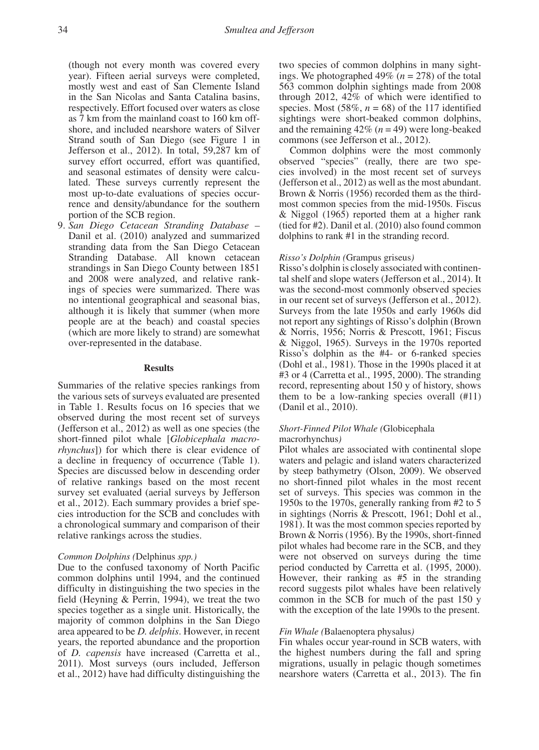(though not every month was covered every year). Fifteen aerial surveys were completed, mostly west and east of San Clemente Island in the San Nicolas and Santa Catalina basins, respectively. Effort focused over waters as close as 7 km from the mainland coast to 160 km offshore, and included nearshore waters of Silver Strand south of San Diego (see Figure 1 in Jefferson et al., 2012). In total, 59,287 km of survey effort occurred, effort was quantified, and seasonal estimates of density were calculated. These surveys currently represent the most up-to-date evaluations of species occurrence and density/abundance for the southern portion of the SCB region.

9. *San Diego Cetacean Stranding Database* – Danil et al. (2010) analyzed and summarized stranding data from the San Diego Cetacean Stranding Database. All known cetacean strandings in San Diego County between 1851 and 2008 were analyzed, and relative rankings of species were summarized. There was no intentional geographical and seasonal bias, although it is likely that summer (when more people are at the beach) and coastal species (which are more likely to strand) are somewhat over-represented in the database.

## Results

Summaries of the relative species rankings from the various sets of surveys evaluated are presented in Table 1. Results focus on 16 species that we observed during the most recent set of surveys (Jefferson et al., 2012) as well as one species (the short-finned pilot whale [*Globicephala macrorhynchus*]) for which there is clear evidence of a decline in frequency of occurrence (Table 1). Species are discussed below in descending order of relative rankings based on the most recent survey set evaluated (aerial surveys by Jefferson et al., 2012). Each summary provides a brief species introduction for the SCB and concludes with a chronological summary and comparison of their relative rankings across the studies.

### *Common Dolphins (*Delphinus *spp.)*

Due to the confused taxonomy of North Pacific common dolphins until 1994, and the continued difficulty in distinguishing the two species in the field (Heyning & Perrin, 1994), we treat the two species together as a single unit. Historically, the majority of common dolphins in the San Diego area appeared to be *D. delphis*. However, in recent years, the reported abundance and the proportion of *D. capensis* have increased (Carretta et al., 2011). Most surveys (ours included, Jefferson et al., 2012) have had difficulty distinguishing the two species of common dolphins in many sightings. We photographed 49% ($n = 278$) of the total 563 common dolphin sightings made from 2008 through 2012, 42% of which were identified to species. Most (58%, $n = 68$) of the 117 identified sightings were short-beaked common dolphins, and the remaining 42% ($n = 49$) were long-beaked commons (see Jefferson et al., 2012).

Common dolphins were the most commonly observed "species" (really, there are two species involved) in the most recent set of surveys (Jefferson et al., 2012) as well as the most abundant. Brown & Norris (1956) recorded them as the third-most common species from the mid-1950s. Fiscus & Niggol (1965) reported them at a higher rank (tied for #2). Danil et al. (2010) also found common dolphins to rank #1 in the stranding record.

### *Risso's Dolphin (*Grampus griseus*)*

Risso's dolphin is closely associated with continental shelf and slope waters (Jefferson et al., 2014). It was the second-most commonly observed species in our recent set of surveys (Jefferson et al., 2012). Surveys from the late 1950s and early 1960s did not report any sightings of Risso's dolphin (Brown & Norris, 1956; Norris & Prescott, 1961; Fiscus & Niggol, 1965). Surveys in the 1970s reported Risso's dolphin as the #4- or 6-ranked species (Dohl et al., 1981). Those in the 1990s placed it at #3 or 4 (Carretta et al., 1995, 2000). The stranding record, representing about 150 y of history, shows them to be a low-ranking species overall (#11) (Danil et al., 2010).

### *Short-Finned Pilot Whale (*Globicephala macrorhynchus*)*

Pilot whales are associated with continental slope waters and pelagic and island waters characterized by steep bathymetry (Olson, 2009). We observed no short-finned pilot whales in the most recent set of surveys. This species was common in the 1950s to the 1970s, generally ranking from #2 to 5 in sightings (Norris & Prescott, 1961; Dohl et al., 1981). It was the most common species reported by Brown & Norris (1956). By the 1990s, short-finned pilot whales had become rare in the SCB, and they were not observed on surveys during the time period conducted by Carretta et al. (1995, 2000). However, their ranking as #5 in the stranding record suggests pilot whales have been relatively common in the SCB for much of the past 150 y with the exception of the late 1990s to the present.

### *Fin Whale (*Balaenoptera physalus*)*

Fin whales occur year-round in SCB waters, with the highest numbers during the fall and spring migrations, usually in pelagic though sometimes nearshore waters (Carretta et al., 2013). The fin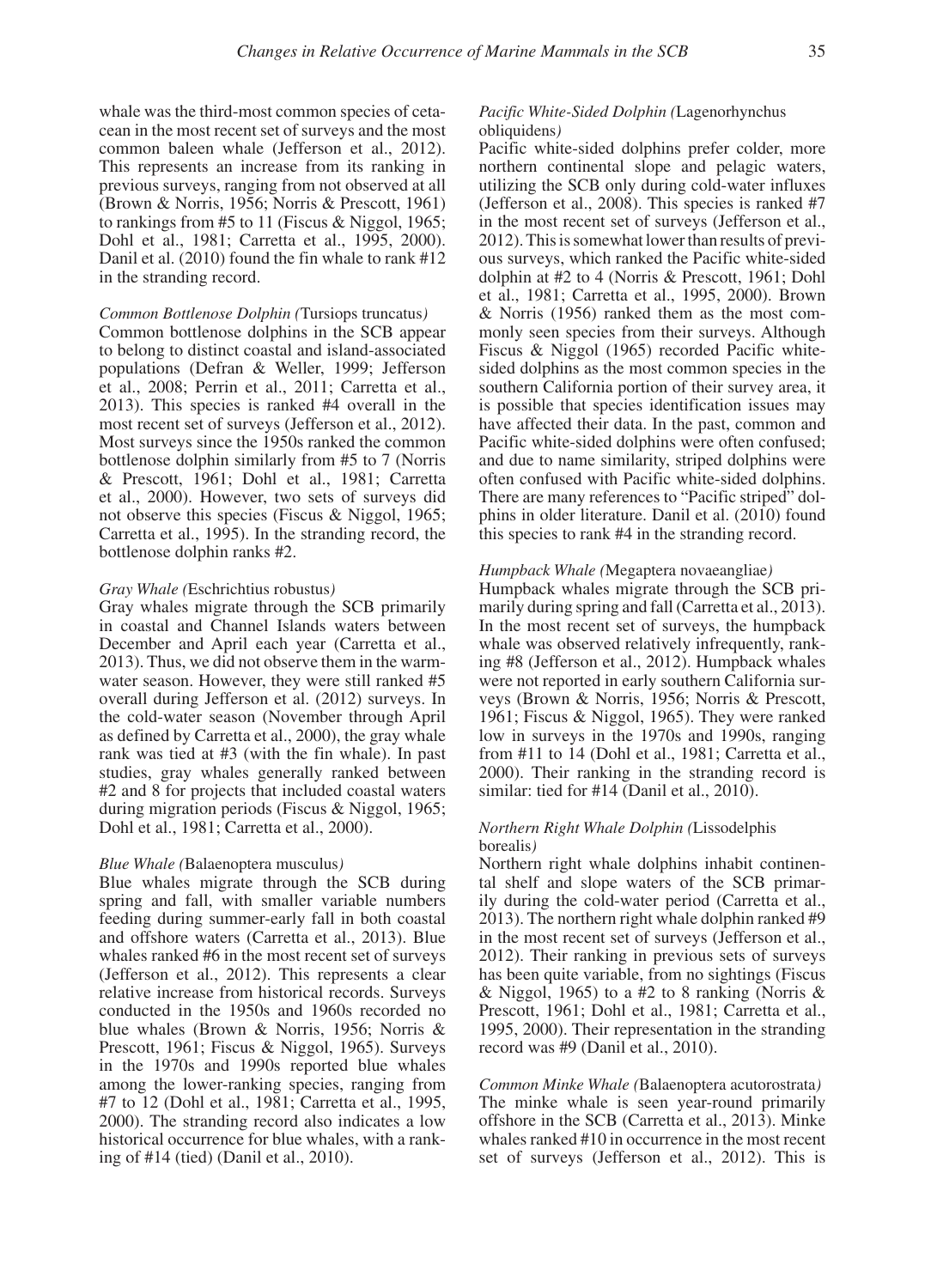whale was the third-most common species of cetacean in the most recent set of surveys and the most common baleen whale (Jefferson et al., 2012). This represents an increase from its ranking in previous surveys, ranging from not observed at all (Brown & Norris, 1956; Norris & Prescott, 1961) to rankings from #5 to 11 (Fiscus & Niggol, 1965; Dohl et al., 1981; Carretta et al., 1995, 2000). Danil et al. (2010) found the fin whale to rank #12 in the stranding record.

*Common Bottlenose Dolphin (*Tursiops truncatus*)*

Common bottlenose dolphins in the SCB appear to belong to distinct coastal and island-associated populations (Defran & Weller, 1999; Jefferson et al., 2008; Perrin et al., 2011; Carretta et al., 2013). This species is ranked #4 overall in the most recent set of surveys (Jefferson et al., 2012). Most surveys since the 1950s ranked the common bottlenose dolphin similarly from #5 to 7 (Norris & Prescott, 1961; Dohl et al., 1981; Carretta et al., 2000). However, two sets of surveys did not observe this species (Fiscus & Niggol, 1965; Carretta et al., 1995). In the stranding record, the bottlenose dolphin ranks #2.

*Gray Whale (*Eschrichtius robustus*)*

Gray whales migrate through the SCB primarily in coastal and Channel Islands waters between December and April each year (Carretta et al., 2013). Thus, we did not observe them in the warm-water season. However, they were still ranked #5 overall during Jefferson et al. (2012) surveys. In the cold-water season (November through April as defined by Carretta et al., 2000), the gray whale rank was tied at #3 (with the fin whale). In past studies, gray whales generally ranked between #2 and 8 for projects that included coastal waters during migration periods (Fiscus & Niggol, 1965; Dohl et al., 1981; Carretta et al., 2000).

*Blue Whale (*Balaenoptera musculus*)*

Blue whales migrate through the SCB during spring and fall, with smaller variable numbers feeding during summer-early fall in both coastal and offshore waters (Carretta et al., 2013). Blue whales ranked #6 in the most recent set of surveys (Jefferson et al., 2012). This represents a clear relative increase from historical records. Surveys conducted in the 1950s and 1960s recorded no blue whales (Brown & Norris, 1956; Norris & Prescott, 1961; Fiscus & Niggol, 1965). Surveys in the 1970s and 1990s reported blue whales among the lower-ranking species, ranging from #7 to 12 (Dohl et al., 1981; Carretta et al., 1995, 2000). The stranding record also indicates a low historical occurrence for blue whales, with a ranking of #14 (tied) (Danil et al., 2010).

*Pacific White-Sided Dolphin (*Lagenorhynchus obliquidens*)*

Pacific white-sided dolphins prefer colder, more northern continental slope and pelagic waters, utilizing the SCB only during cold-water influxes (Jefferson et al., 2008). This species is ranked #7 in the most recent set of surveys (Jefferson et al., 2012). This is somewhat lower than results of previous surveys, which ranked the Pacific white-sided dolphin at #2 to 4 (Norris & Prescott, 1961; Dohl et al., 1981; Carretta et al., 1995, 2000). Brown & Norris (1956) ranked them as the most commonly seen species from their surveys. Although Fiscus & Niggol (1965) recorded Pacific white-sided dolphins as the most common species in the southern California portion of their survey area, it is possible that species identification issues may have affected their data. In the past, common and Pacific white-sided dolphins were often confused; and due to name similarity, striped dolphins were often confused with Pacific white-sided dolphins. There are many references to "Pacific striped" dolphins in older literature. Danil et al. (2010) found this species to rank #4 in the stranding record.

*Humpback Whale (*Megaptera novaeangliae*)*

Humpback whales migrate through the SCB primarily during spring and fall (Carretta et al., 2013). In the most recent set of surveys, the humpback whale was observed relatively infrequently, ranking #8 (Jefferson et al., 2012). Humpback whales were not reported in early southern California surveys (Brown & Norris, 1956; Norris & Prescott, 1961; Fiscus & Niggol, 1965). They were ranked low in surveys in the 1970s and 1990s, ranging from #11 to 14 (Dohl et al., 1981; Carretta et al., 2000). Their ranking in the stranding record is similar: tied for #14 (Danil et al., 2010).

*Northern Right Whale Dolphin (*Lissodelphis borealis*)*

Northern right whale dolphins inhabit continental shelf and slope waters of the SCB primarily during the cold-water period (Carretta et al., 2013). The northern right whale dolphin ranked #9 in the most recent set of surveys (Jefferson et al., 2012). Their ranking in previous sets of surveys has been quite variable, from no sightings (Fiscus & Niggol, 1965) to a #2 to 8 ranking (Norris & Prescott, 1961; Dohl et al., 1981; Carretta et al., 1995, 2000). Their representation in the stranding record was #9 (Danil et al., 2010).

*Common Minke Whale (*Balaenoptera acutorostrata*)*

The minke whale is seen year-round primarily offshore in the SCB (Carretta et al., 2013). Minke whales ranked #10 in occurrence in the most recent set of surveys (Jefferson et al., 2012). This is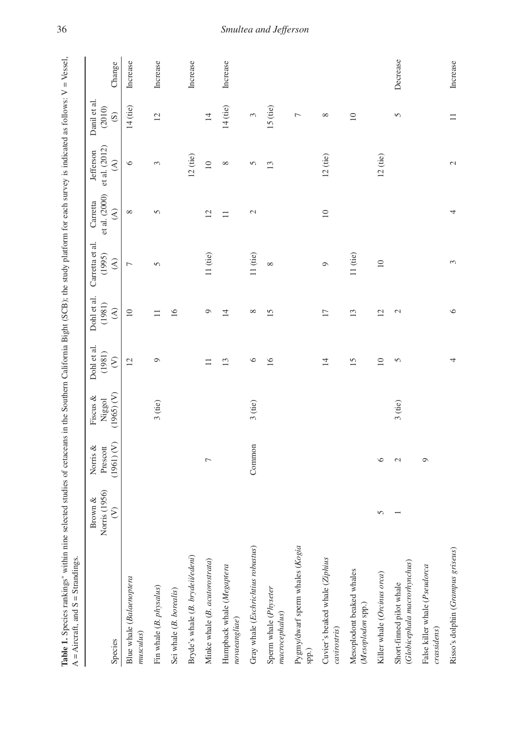**Table 1.** Species rankings* within nine selected studies of cetaceans in the Southern California Bight (SCB); the study platform for each survey is indicated as follows: V = Vessel, A = Aircraft, and S = Strandings.

| Species | Brown & Norris (1956) (V) | Norris & Prescott (1961) (V) | Fiscus & Niggol (1965) (V) | Dohl et al. (1981) (V) | Dohl et al. (1981) (A) | Carretta et al. (1995) (A) | Carretta et al. (2000) (A) | Jefferson et al. (2012) (A) | Danil et al. (2010) (S) | Change |
|---|---|---|---|---|---|---|---|---|---|---|
| Blue whale (*Balaenoptera musculus*) | | | | 12 | 10 | 7 | 8 | 6 | 14 (tie) | Increase |
| Fin whale (*B. physalus*) | | | 3 (tie) | 9 | 11 | 5 | 5 | 3 | 12 | Increase |
| Sei whale (*B. borealis*) | | | | | 16 | | | | | |
| Bryde's whale (*B. brydei/edeni*) | | | | | | | | 12 (tie) | | Increase |
| Minke whale (*B. acutorostrata*) | | 7 | | 11 | 9 | 11 (tie) | 12 | 10 | 14 | |
| Humpback whale (*Megaptera novaeangliae*) | | | | 13 | 14 | 11 (tie) | 11 | 8 | 14 (tie) | Increase |
| Gray whale (*Eschrichtius robustus*) | | Common | 3 (tie) | 6 | 8 | 11 (tie) | 2 | 5 | 3 | |
| Sperm whale (*Physeter macrocephalus*) | | | | 16 | 15 | 8 | | 13 | 15 (tie) | |
| Pygmy/dwarf sperm whales (*Kogia* spp.) | | | | | | | | | 7 | |
| Cuvier's beaked whale (*Ziphius cavirostris*) | | | | 14 | 17 | 9 | 10 | 12 (tie) | 8 | |
| Mesoplodont beaked whales (*Mesoplodon* spp.) | | | | 15 | 13 | 11 (tie) | | | 10 | |
| Killer whale (*Orcinus orca*) | 5 | 6 | | 10 | 12 | 10 | | 12 (tie) | | |
| Short-finned pilot whale (*Globicephala macrorhynchus*) | 1 | 2 | 3 (tie) | 5 | 2 | | | | 5 | Decrease |
| False killer whale (*Pseudorca crassidens*) | | 9 | | | | | | | | |
| Risso's dolphin (*Grampus griseus*) | | | | 4 | 6 | 3 | 4 | 2 | 11 | Increase |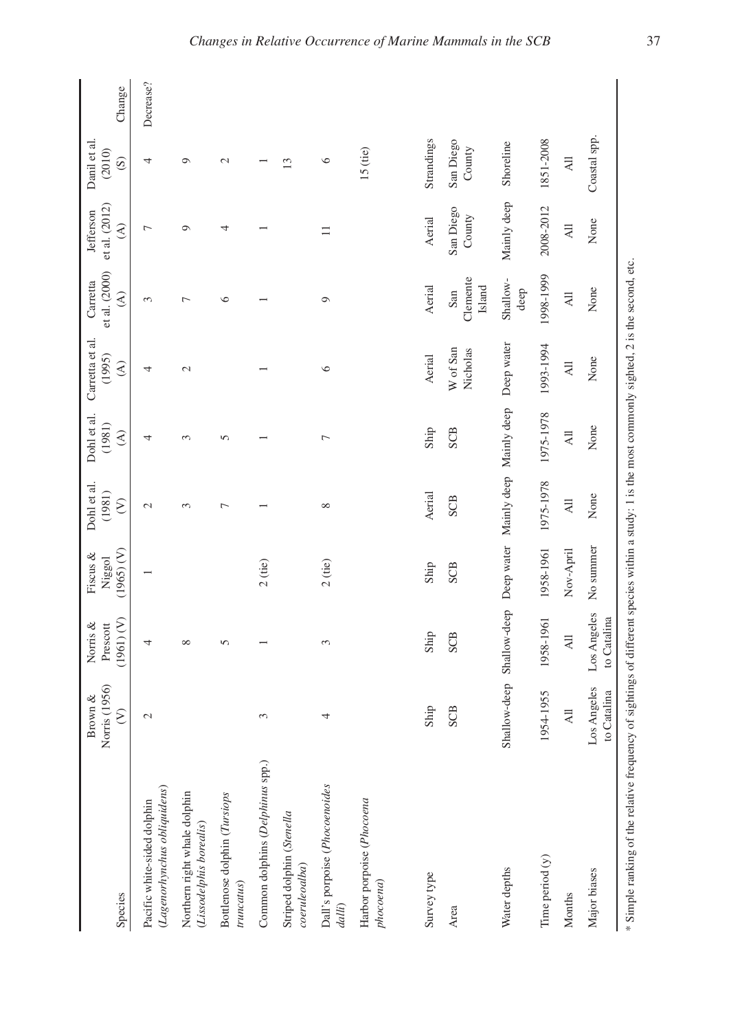| Species | Brown & Norris (1956) (V) | Norris & Prescott (1961) (V) | Fiscus & Niggol (1965) (V) | Dohl et al. (1981) (V) | Dohl et al. (1981) (A) | Carretta et al. (1995) (A) | Carretta et al. (2000) (A) | Jefferson et al. (2012) (A) | Danil et al. (2010) (S) | Change |
|---|---|---|---|---|---|---|---|---|---|---|
| Pacific white-sided dolphin (*Lagenorhynchus obliquidens*) | 2 | 4 | 1 | 2 | 4 | 4 | 3 | 7 | 4 | Decrease? |
| Northern right whale dolphin (*Lissodelphis borealis*) | | 8 | | 3 | 3 | 2 | 7 | 9 | 9 | |
| Bottlenose dolphin (*Tursiops truncatus*) | | 5 | | 7 | 5 | | 6 | 4 | 2 | |
| Common dolphins (*Delphinus* spp.) | 3 | 1 | 2 (tie) | 1 | 1 | 1 | 1 | 1 | 1 | |
| Striped dolphin (*Stenella coeruleoalba*) | | | | | | | | | 13 | |
| Dall's porpoise (*Phocoenoides dalli*) | 4 | 3 | 2 (tie) | 8 | 7 | 6 | 9 | 11 | 6 | |
| Harbor porpoise (*Phocoena phocoena*) | | | | | | | | | 15 (tie) | |
| Survey type | Ship | Ship | Ship | Aerial | Ship | Aerial | Aerial | Aerial | Strandings | |
| Area | SCB | SCB | SCB | SCB | SCB | W of San Nicholas | San Clemente Island | San Diego County | San Diego County | |
| Water depths | Shallow-deep | Shallow-deep | Deep water | Mainly deep | Mainly deep | Deep water | Shallow-deep | Mainly deep | Shoreline | |
| Time period (y) | 1954-1955 | 1958-1961 | 1958-1961 | 1975-1978 | 1975-1978 | 1993-1994 | 1998-1999 | 2008-2012 | 1851-2008 | |
| Months | All | All | Nov-April | All | All | All | All | All | All | |
| Major biases | Los Angeles to Catalina | Los Angeles to Catalina | No summer | None | None | None | None | None | Coastal spp. | |

* Simple ranking of the relative frequency of sightings of different species within a study: 1 is the most commonly sighted, 2 is the second, etc.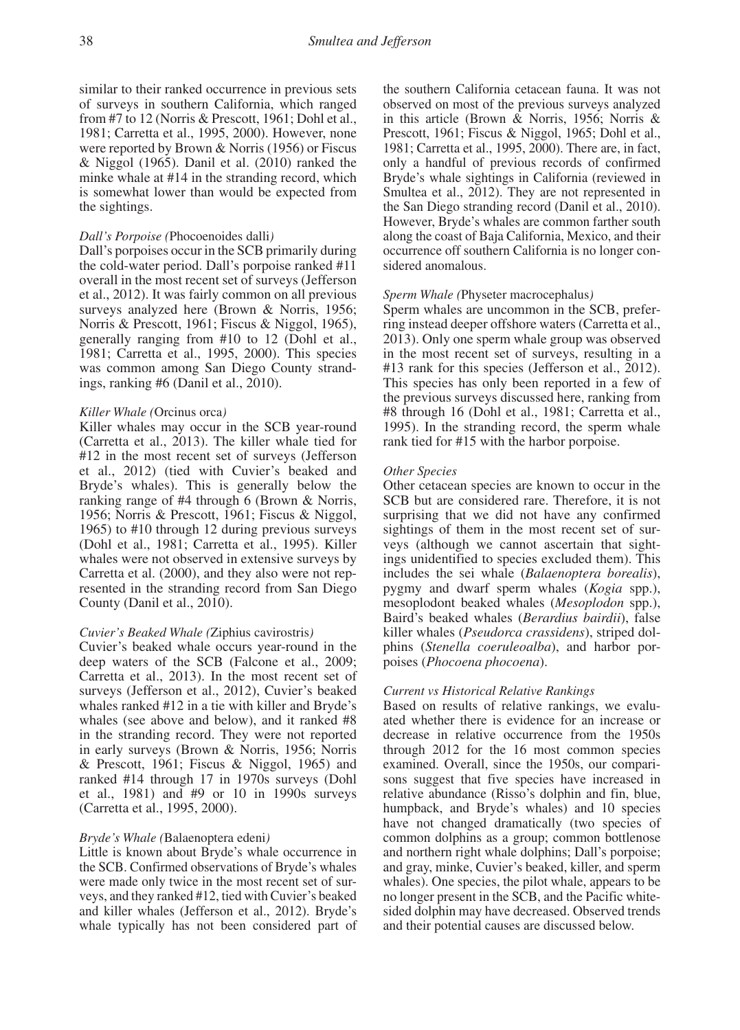similar to their ranked occurrence in previous sets of surveys in southern California, which ranged from #7 to 12 (Norris & Prescott, 1961; Dohl et al., 1981; Carretta et al., 1995, 2000). However, none were reported by Brown & Norris (1956) or Fiscus & Niggol (1965). Danil et al. (2010) ranked the minke whale at #14 in the stranding record, which is somewhat lower than would be expected from the sightings.

#### *Dall's Porpoise (*Phocoenoides dalli*)*

Dall's porpoises occur in the SCB primarily during the cold-water period. Dall's porpoise ranked #11 overall in the most recent set of surveys (Jefferson et al., 2012). It was fairly common on all previous surveys analyzed here (Brown & Norris, 1956; Norris & Prescott, 1961; Fiscus & Niggol, 1965), generally ranging from #10 to 12 (Dohl et al., 1981; Carretta et al., 1995, 2000). This species was common among San Diego County strandings, ranking #6 (Danil et al., 2010).

#### *Killer Whale (*Orcinus orca*)*

Killer whales may occur in the SCB year-round (Carretta et al., 2013). The killer whale tied for #12 in the most recent set of surveys (Jefferson et al., 2012) (tied with Cuvier's beaked and Bryde's whales). This is generally below the ranking range of #4 through 6 (Brown & Norris, 1956; Norris & Prescott, 1961; Fiscus & Niggol, 1965) to #10 through 12 during previous surveys (Dohl et al., 1981; Carretta et al., 1995). Killer whales were not observed in extensive surveys by Carretta et al. (2000), and they also were not represented in the stranding record from San Diego County (Danil et al., 2010).

#### *Cuvier's Beaked Whale (*Ziphius cavirostris*)*

Cuvier's beaked whale occurs year-round in the deep waters of the SCB (Falcone et al., 2009; Carretta et al., 2013). In the most recent set of surveys (Jefferson et al., 2012), Cuvier's beaked whales ranked #12 in a tie with killer and Bryde's whales (see above and below), and it ranked #8 in the stranding record. They were not reported in early surveys (Brown & Norris, 1956; Norris & Prescott, 1961; Fiscus & Niggol, 1965) and ranked #14 through 17 in 1970s surveys (Dohl et al., 1981) and #9 or 10 in 1990s surveys (Carretta et al., 1995, 2000).

#### *Bryde's Whale (*Balaenoptera edeni*)*

Little is known about Bryde's whale occurrence in the SCB. Confirmed observations of Bryde's whales were made only twice in the most recent set of surveys, and they ranked #12, tied with Cuvier's beaked and killer whales (Jefferson et al., 2012). Bryde's whale typically has not been considered part of the southern California cetacean fauna. It was not observed on most of the previous surveys analyzed in this article (Brown & Norris, 1956; Norris & Prescott, 1961; Fiscus & Niggol, 1965; Dohl et al., 1981; Carretta et al., 1995, 2000). There are, in fact, only a handful of previous records of confirmed Bryde's whale sightings in California (reviewed in Smultea et al., 2012). They are not represented in the San Diego stranding record (Danil et al., 2010). However, Bryde's whales are common farther south along the coast of Baja California, Mexico, and their occurrence off southern California is no longer considered anomalous.

#### *Sperm Whale (*Physeter macrocephalus*)*

Sperm whales are uncommon in the SCB, preferring instead deeper offshore waters (Carretta et al., 2013). Only one sperm whale group was observed in the most recent set of surveys, resulting in a #13 rank for this species (Jefferson et al., 2012). This species has only been reported in a few of the previous surveys discussed here, ranking from #8 through 16 (Dohl et al., 1981; Carretta et al., 1995). In the stranding record, the sperm whale rank tied for #15 with the harbor porpoise.

#### *Other Species*

Other cetacean species are known to occur in the SCB but are considered rare. Therefore, it is not surprising that we did not have any confirmed sightings of them in the most recent set of surveys (although we cannot ascertain that sightings unidentified to species excluded them). This includes the sei whale (*Balaenoptera borealis*), pygmy and dwarf sperm whales (*Kogia* spp.), mesoplodont beaked whales (*Mesoplodon* spp.), Baird's beaked whales (*Berardius bairdii*), false killer whales (*Pseudorca crassidens*), striped dolphins (*Stenella coeruleoalba*), and harbor porpoises (*Phocoena phocoena*).

#### *Current vs Historical Relative Rankings*

Based on results of relative rankings, we evaluated whether there is evidence for an increase or decrease in relative occurrence from the 1950s through 2012 for the 16 most common species examined. Overall, since the 1950s, our comparisons suggest that five species have increased in relative abundance (Risso's dolphin and fin, blue, humpback, and Bryde's whales) and 10 species have not changed dramatically (two species of common dolphins as a group; common bottlenose and northern right whale dolphins; Dall's porpoise; and gray, minke, Cuvier's beaked, killer, and sperm whales). One species, the pilot whale, appears to be no longer present in the SCB, and the Pacific white-sided dolphin may have decreased. Observed trends and their potential causes are discussed below.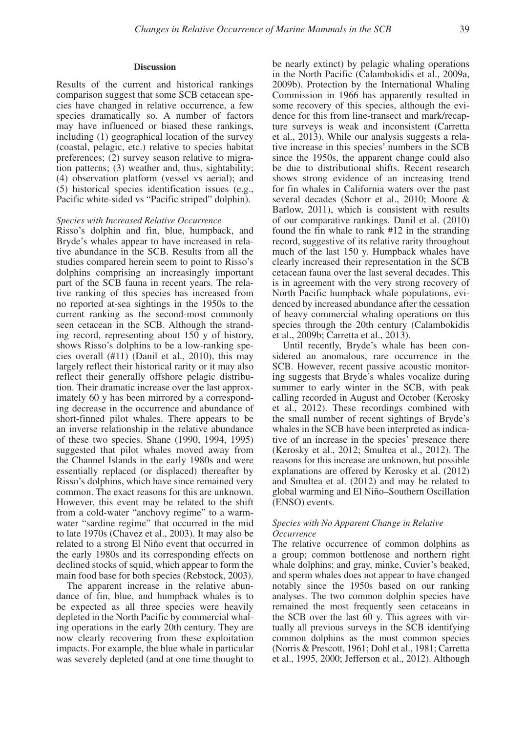## Discussion

Results of the current and historical rankings comparison suggest that some SCB cetacean species have changed in relative occurrence, a few species dramatically so. A number of factors may have influenced or biased these rankings, including (1) geographical location of the survey (coastal, pelagic, etc.) relative to species habitat preferences; (2) survey season relative to migration patterns; (3) weather and, thus, sightability; (4) observation platform (vessel vs aerial); and (5) historical species identification issues (e.g., Pacific white-sided vs "Pacific striped" dolphin).

### *Species with Increased Relative Occurrence*

Risso's dolphin and fin, blue, humpback, and Bryde's whales appear to have increased in relative abundance in the SCB. Results from all the studies compared herein seem to point to Risso's dolphins comprising an increasingly important part of the SCB fauna in recent years. The relative ranking of this species has increased from no reported at-sea sightings in the 1950s to the current ranking as the second-most commonly seen cetacean in the SCB. Although the stranding record, representing about 150 y of history, shows Risso's dolphins to be a low-ranking species overall (#11) (Danil et al., 2010), this may largely reflect their historical rarity or it may also reflect their generally offshore pelagic distribution. Their dramatic increase over the last approximately 60 y has been mirrored by a corresponding decrease in the occurrence and abundance of short-finned pilot whales. There appears to be an inverse relationship in the relative abundance of these two species. Shane (1990, 1994, 1995) suggested that pilot whales moved away from the Channel Islands in the early 1980s and were essentially replaced (or displaced) thereafter by Risso's dolphins, which have since remained very common. The exact reasons for this are unknown. However, this event may be related to the shift from a cold-water "anchovy regime" to a warm-water "sardine regime" that occurred in the mid to late 1970s (Chavez et al., 2003). It may also be related to a strong El Niño event that occurred in the early 1980s and its corresponding effects on declined stocks of squid, which appear to form the main food base for both species (Rebstock, 2003).

The apparent increase in the relative abundance of fin, blue, and humpback whales is to be expected as all three species were heavily depleted in the North Pacific by commercial whaling operations in the early 20th century. They are now clearly recovering from these exploitation impacts. For example, the blue whale in particular was severely depleted (and at one time thought to be nearly extinct) by pelagic whaling operations in the North Pacific (Calambokidis et al., 2009a, 2009b). Protection by the International Whaling Commission in 1966 has apparently resulted in some recovery of this species, although the evidence for this from line-transect and mark/recapture surveys is weak and inconsistent (Carretta et al., 2013). While our analysis suggests a relative increase in this species' numbers in the SCB since the 1950s, the apparent change could also be due to distributional shifts. Recent research shows strong evidence of an increasing trend for fin whales in California waters over the past several decades (Schorr et al., 2010; Moore & Barlow, 2011), which is consistent with results of our comparative rankings. Danil et al. (2010) found the fin whale to rank #12 in the stranding record, suggestive of its relative rarity throughout much of the last 150 y. Humpback whales have clearly increased their representation in the SCB cetacean fauna over the last several decades. This is in agreement with the very strong recovery of North Pacific humpback whale populations, evidenced by increased abundance after the cessation of heavy commercial whaling operations on this species through the 20th century (Calambokidis et al., 2009b; Carretta et al., 2013).

Until recently, Bryde's whale has been considered an anomalous, rare occurrence in the SCB. However, recent passive acoustic monitoring suggests that Bryde's whales vocalize during summer to early winter in the SCB, with peak calling recorded in August and October (Kerosky et al., 2012). These recordings combined with the small number of recent sightings of Bryde's whales in the SCB have been interpreted as indicative of an increase in the species' presence there (Kerosky et al., 2012; Smultea et al., 2012). The reasons for this increase are unknown, but possible explanations are offered by Kerosky et al. (2012) and Smultea et al. (2012) and may be related to global warming and El Niño–Southern Oscillation (ENSO) events.

### *Species with No Apparent Change in Relative Occurrence*

The relative occurrence of common dolphins as a group; common bottlenose and northern right whale dolphins; and gray, minke, Cuvier's beaked, and sperm whales does not appear to have changed notably since the 1950s based on our ranking analyses. The two common dolphin species have remained the most frequently seen cetaceans in the SCB over the last 60 y. This agrees with virtually all previous surveys in the SCB identifying common dolphins as the most common species (Norris & Prescott, 1961; Dohl et al., 1981; Carretta et al., 1995, 2000; Jefferson et al., 2012). Although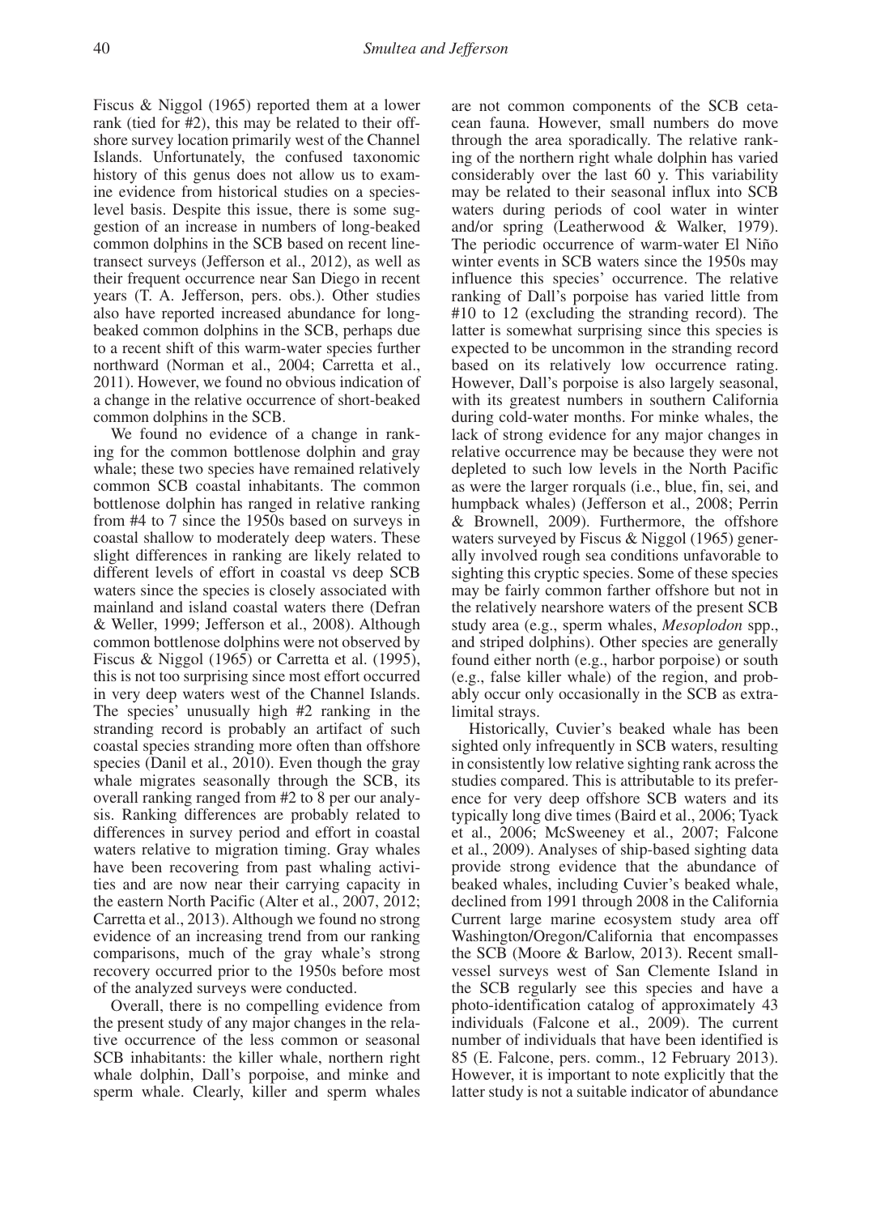Fiscus & Niggol (1965) reported them at a lower rank (tied for #2), this may be related to their offshore survey location primarily west of the Channel Islands. Unfortunately, the confused taxonomic history of this genus does not allow us to examine evidence from historical studies on a species-level basis. Despite this issue, there is some suggestion of an increase in numbers of long-beaked common dolphins in the SCB based on recent line-transect surveys (Jefferson et al., 2012), as well as their frequent occurrence near San Diego in recent years (T. A. Jefferson, pers. obs.). Other studies also have reported increased abundance for long-beaked common dolphins in the SCB, perhaps due to a recent shift of this warm-water species further northward (Norman et al., 2004; Carretta et al., 2011). However, we found no obvious indication of a change in the relative occurrence of short-beaked common dolphins in the SCB.

We found no evidence of a change in ranking for the common bottlenose dolphin and gray whale; these two species have remained relatively common SCB coastal inhabitants. The common bottlenose dolphin has ranged in relative ranking from #4 to 7 since the 1950s based on surveys in coastal shallow to moderately deep waters. These slight differences in ranking are likely related to different levels of effort in coastal vs deep SCB waters since the species is closely associated with mainland and island coastal waters there (Defran & Weller, 1999; Jefferson et al., 2008). Although common bottlenose dolphins were not observed by Fiscus & Niggol (1965) or Carretta et al. (1995), this is not too surprising since most effort occurred in very deep waters west of the Channel Islands. The species' unusually high #2 ranking in the stranding record is probably an artifact of such coastal species stranding more often than offshore species (Danil et al., 2010). Even though the gray whale migrates seasonally through the SCB, its overall ranking ranged from #2 to 8 per our analysis. Ranking differences are probably related to differences in survey period and effort in coastal waters relative to migration timing. Gray whales have been recovering from past whaling activities and are now near their carrying capacity in the eastern North Pacific (Alter et al., 2007, 2012; Carretta et al., 2013). Although we found no strong evidence of an increasing trend from our ranking comparisons, much of the gray whale's strong recovery occurred prior to the 1950s before most of the analyzed surveys were conducted.

Overall, there is no compelling evidence from the present study of any major changes in the relative occurrence of the less common or seasonal SCB inhabitants: the killer whale, northern right whale dolphin, Dall's porpoise, and minke and sperm whale. Clearly, killer and sperm whales are not common components of the SCB cetacean fauna. However, small numbers do move through the area sporadically. The relative ranking of the northern right whale dolphin has varied considerably over the last 60 y. This variability may be related to their seasonal influx into SCB waters during periods of cool water in winter and/or spring (Leatherwood & Walker, 1979). The periodic occurrence of warm-water El Niño winter events in SCB waters since the 1950s may influence this species' occurrence. The relative ranking of Dall's porpoise has varied little from #10 to 12 (excluding the stranding record). The latter is somewhat surprising since this species is expected to be uncommon in the stranding record based on its relatively low occurrence rating. However, Dall's porpoise is also largely seasonal, with its greatest numbers in southern California during cold-water months. For minke whales, the lack of strong evidence for any major changes in relative occurrence may be because they were not depleted to such low levels in the North Pacific as were the larger rorquals (i.e., blue, fin, sei, and humpback whales) (Jefferson et al., 2008; Perrin & Brownell, 2009). Furthermore, the offshore waters surveyed by Fiscus & Niggol (1965) generally involved rough sea conditions unfavorable to sighting this cryptic species. Some of these species may be fairly common farther offshore but not in the relatively nearshore waters of the present SCB study area (e.g., sperm whales, *Mesoplodon* spp., and striped dolphins). Other species are generally found either north (e.g., harbor porpoise) or south (e.g., false killer whale) of the region, and probably occur only occasionally in the SCB as extralimital strays.

Historically, Cuvier's beaked whale has been sighted only infrequently in SCB waters, resulting in consistently low relative sighting rank across the studies compared. This is attributable to its preference for very deep offshore SCB waters and its typically long dive times (Baird et al., 2006; Tyack et al., 2006; McSweeney et al., 2007; Falcone et al., 2009). Analyses of ship-based sighting data provide strong evidence that the abundance of beaked whales, including Cuvier's beaked whale, declined from 1991 through 2008 in the California Current large marine ecosystem study area off Washington/Oregon/California that encompasses the SCB (Moore & Barlow, 2013). Recent small-vessel surveys west of San Clemente Island in the SCB regularly see this species and have a photo-identification catalog of approximately 43 individuals (Falcone et al., 2009). The current number of individuals that have been identified is 85 (E. Falcone, pers. comm., 12 February 2013). However, it is important to note explicitly that the latter study is not a suitable indicator of abundance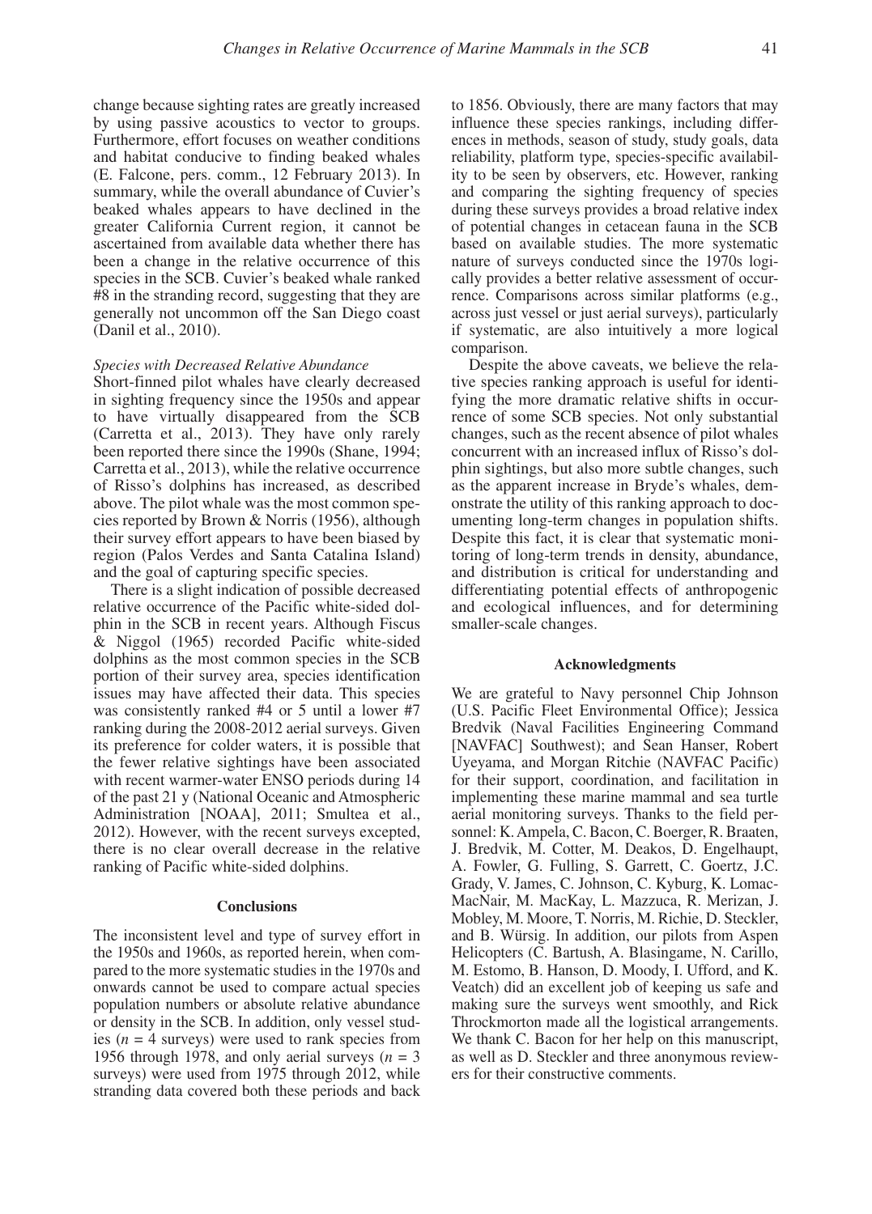change because sighting rates are greatly increased by using passive acoustics to vector to groups. Furthermore, effort focuses on weather conditions and habitat conducive to finding beaked whales (E. Falcone, pers. comm., 12 February 2013). In summary, while the overall abundance of Cuvier's beaked whales appears to have declined in the greater California Current region, it cannot be ascertained from available data whether there has been a change in the relative occurrence of this species in the SCB. Cuvier's beaked whale ranked #8 in the stranding record, suggesting that they are generally not uncommon off the San Diego coast (Danil et al., 2010).

*Species with Decreased Relative Abundance*

Short-finned pilot whales have clearly decreased in sighting frequency since the 1950s and appear to have virtually disappeared from the SCB (Carretta et al., 2013). They have only rarely been reported there since the 1990s (Shane, 1994; Carretta et al., 2013), while the relative occurrence of Risso's dolphins has increased, as described above. The pilot whale was the most common species reported by Brown & Norris (1956), although their survey effort appears to have been biased by region (Palos Verdes and Santa Catalina Island) and the goal of capturing specific species.

There is a slight indication of possible decreased relative occurrence of the Pacific white-sided dolphin in the SCB in recent years. Although Fiscus & Niggol (1965) recorded Pacific white-sided dolphins as the most common species in the SCB portion of their survey area, species identification issues may have affected their data. This species was consistently ranked #4 or 5 until a lower #7 ranking during the 2008-2012 aerial surveys. Given its preference for colder waters, it is possible that the fewer relative sightings have been associated with recent warmer-water ENSO periods during 14 of the past 21 y (National Oceanic and Atmospheric Administration [NOAA], 2011; Smultea et al., 2012). However, with the recent surveys excepted, there is no clear overall decrease in the relative ranking of Pacific white-sided dolphins.

## Conclusions

The inconsistent level and type of survey effort in the 1950s and 1960s, as reported herein, when compared to the more systematic studies in the 1970s and onwards cannot be used to compare actual species population numbers or absolute relative abundance or density in the SCB. In addition, only vessel studies ($n = 4$ surveys) were used to rank species from 1956 through 1978, and only aerial surveys ($n = 3$ surveys) were used from 1975 through 2012, while stranding data covered both these periods and back to 1856. Obviously, there are many factors that may influence these species rankings, including differences in methods, season of study, study goals, data reliability, platform type, species-specific availability to be seen by observers, etc. However, ranking and comparing the sighting frequency of species during these surveys provides a broad relative index of potential changes in cetacean fauna in the SCB based on available studies. The more systematic nature of surveys conducted since the 1970s logically provides a better relative assessment of occurrence. Comparisons across similar platforms (e.g., across just vessel or just aerial surveys), particularly if systematic, are also intuitively a more logical comparison.

Despite the above caveats, we believe the relative species ranking approach is useful for identifying the more dramatic relative shifts in occurrence of some SCB species. Not only substantial changes, such as the recent absence of pilot whales concurrent with an increased influx of Risso's dolphin sightings, but also more subtle changes, such as the apparent increase in Bryde's whales, demonstrate the utility of this ranking approach to documenting long-term changes in population shifts. Despite this fact, it is clear that systematic monitoring of long-term trends in density, abundance, and distribution is critical for understanding and differentiating potential effects of anthropogenic and ecological influences, and for determining smaller-scale changes.

## Acknowledgments

We are grateful to Navy personnel Chip Johnson (U.S. Pacific Fleet Environmental Office); Jessica Bredvik (Naval Facilities Engineering Command [NAVFAC] Southwest); and Sean Hanser, Robert Uyeyama, and Morgan Ritchie (NAVFAC Pacific) for their support, coordination, and facilitation in implementing these marine mammal and sea turtle aerial monitoring surveys. Thanks to the field personnel: K. Ampela, C. Bacon, C. Boerger, R. Braaten, J. Bredvik, M. Cotter, M. Deakos, D. Engelhaupt, A. Fowler, G. Fulling, S. Garrett, C. Goertz, J.C. Grady, V. James, C. Johnson, C. Kyburg, K. Lomac-MacNair, M. MacKay, L. Mazzuca, R. Merizan, J. Mobley, M. Moore, T. Norris, M. Richie, D. Steckler, and B. Würsig. In addition, our pilots from Aspen Helicopters (C. Bartush, A. Blasingame, N. Carillo, M. Estomo, B. Hanson, D. Moody, I. Ufford, and K. Veatch) did an excellent job of keeping us safe and making sure the surveys went smoothly, and Rick Throckmorton made all the logistical arrangements. We thank C. Bacon for her help on this manuscript, as well as D. Steckler and three anonymous reviewers for their constructive comments.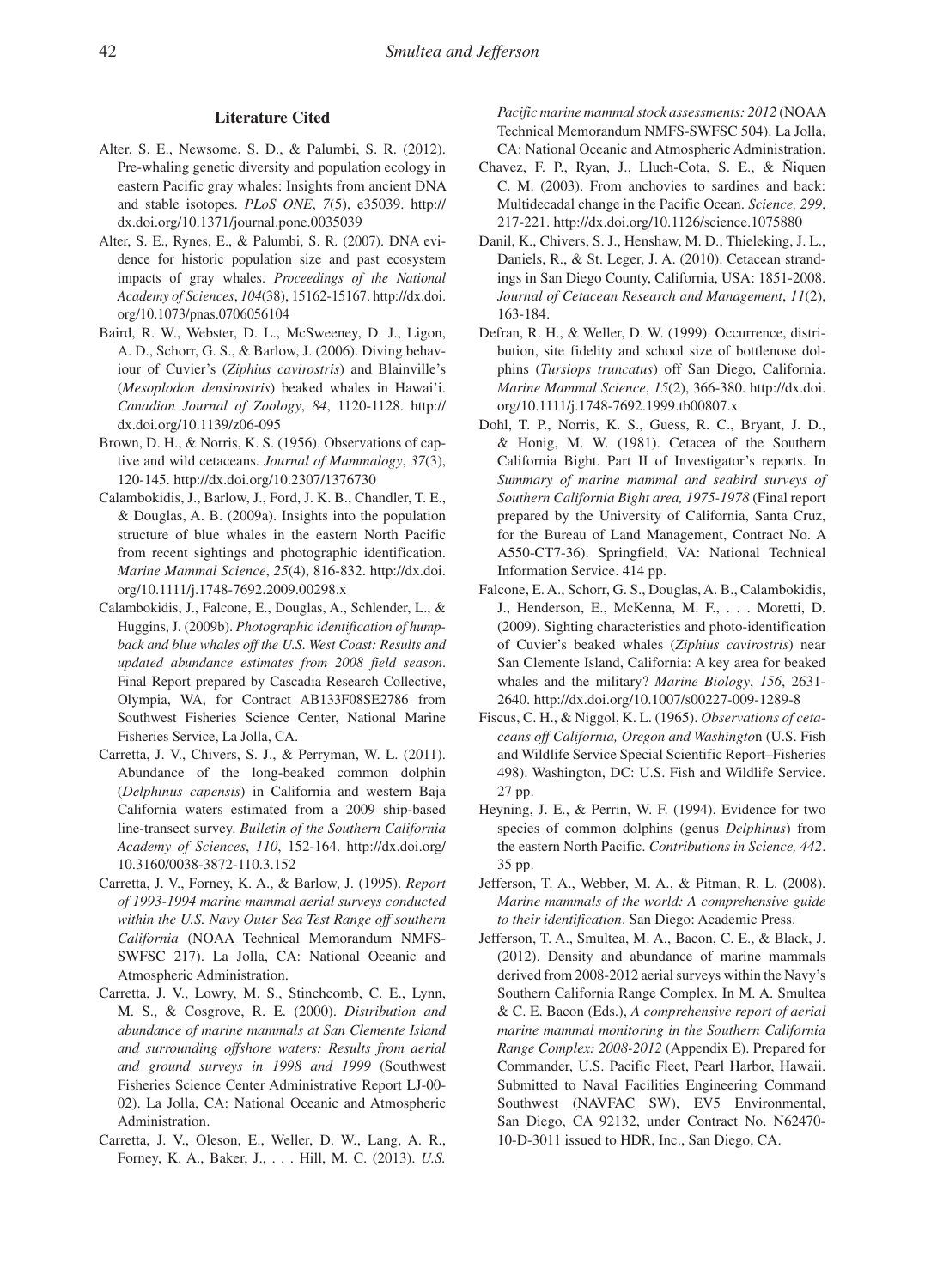## Literature Cited

Alter, S. E., Newsome, S. D., & Palumbi, S. R. (2012). Pre-whaling genetic diversity and population ecology in eastern Pacific gray whales: Insights from ancient DNA and stable isotopes. *PLoS ONE*, *7*(5), e35039. http://dx.doi.org/10.1371/journal.pone.0035039

Alter, S. E., Rynes, E., & Palumbi, S. R. (2007). DNA evidence for historic population size and past ecosystem impacts of gray whales. *Proceedings of the National Academy of Sciences*, *104*(38), 15162-15167. http://dx.doi.org/10.1073/pnas.0706056104

Baird, R. W., Webster, D. L., McSweeney, D. J., Ligon, A. D., Schorr, G. S., & Barlow, J. (2006). Diving behaviour of Cuvier's (*Ziphius cavirostris*) and Blainville's (*Mesoplodon densirostris*) beaked whales in Hawai'i. *Canadian Journal of Zoology*, *84*, 1120-1128. http://dx.doi.org/10.1139/z06-095

Brown, D. H., & Norris, K. S. (1956). Observations of captive and wild cetaceans. *Journal of Mammalogy*, *37*(3), 120-145. http://dx.doi.org/10.2307/1376730

Calambokidis, J., Barlow, J., Ford, J. K. B., Chandler, T. E., & Douglas, A. B. (2009a). Insights into the population structure of blue whales in the eastern North Pacific from recent sightings and photographic identification. *Marine Mammal Science*, *25*(4), 816-832. http://dx.doi.org/10.1111/j.1748-7692.2009.00298.x

Calambokidis, J., Falcone, E., Douglas, A., Schlender, L., & Huggins, J. (2009b). *Photographic identification of humpback and blue whales off the U.S. West Coast: Results and updated abundance estimates from 2008 field season*. Final Report prepared by Cascadia Research Collective, Olympia, WA, for Contract AB133F08SE2786 from Southwest Fisheries Science Center, National Marine Fisheries Service, La Jolla, CA.

Carretta, J. V., Chivers, S. J., & Perryman, W. L. (2011). Abundance of the long-beaked common dolphin (*Delphinus capensis*) in California and western Baja California waters estimated from a 2009 ship-based line-transect survey. *Bulletin of the Southern California Academy of Sciences*, *110*, 152-164. http://dx.doi.org/10.3160/0038-3872-110.3.152

Carretta, J. V., Forney, K. A., & Barlow, J. (1995). *Report of 1993-1994 marine mammal aerial surveys conducted within the U.S. Navy Outer Sea Test Range off southern California* (NOAA Technical Memorandum NMFS-SWFSC 217). La Jolla, CA: National Oceanic and Atmospheric Administration.

Carretta, J. V., Lowry, M. S., Stinchcomb, C. E., Lynn, M. S., & Cosgrove, R. E. (2000). *Distribution and abundance of marine mammals at San Clemente Island and surrounding offshore waters: Results from aerial and ground surveys in 1998 and 1999* (Southwest Fisheries Science Center Administrative Report LJ-00-02). La Jolla, CA: National Oceanic and Atmospheric Administration.

Carretta, J. V., Oleson, E., Weller, D. W., Lang, A. R., Forney, K. A., Baker, J., . . . Hill, M. C. (2013). *U.S. Pacific marine mammal stock assessments: 2012* (NOAA Technical Memorandum NMFS-SWFSC 504). La Jolla, CA: National Oceanic and Atmospheric Administration.

Chavez, F. P., Ryan, J., Lluch-Cota, S. E., & Ñiquen C. M. (2003). From anchovies to sardines and back: Multidecadal change in the Pacific Ocean. *Science, 299*, 217-221. http://dx.doi.org/10.1126/science.1075880

Danil, K., Chivers, S. J., Henshaw, M. D., Thieleking, J. L., Daniels, R., & St. Leger, J. A. (2010). Cetacean strandings in San Diego County, California, USA: 1851-2008. *Journal of Cetacean Research and Management*, *11*(2), 163-184.

Defran, R. H., & Weller, D. W. (1999). Occurrence, distribution, site fidelity and school size of bottlenose dolphins (*Tursiops truncatus*) off San Diego, California. *Marine Mammal Science*, *15*(2), 366-380. http://dx.doi.org/10.1111/j.1748-7692.1999.tb00807.x

Dohl, T. P., Norris, K. S., Guess, R. C., Bryant, J. D., & Honig, M. W. (1981). Cetacea of the Southern California Bight. Part II of Investigator's reports. In *Summary of marine mammal and seabird surveys of Southern California Bight area, 1975-1978* (Final report prepared by the University of California, Santa Cruz, for the Bureau of Land Management, Contract No. A A550-CT7-36). Springfield, VA: National Technical Information Service. 414 pp.

Falcone, E. A., Schorr, G. S., Douglas, A. B., Calambokidis, J., Henderson, E., McKenna, M. F., . . . Moretti, D. (2009). Sighting characteristics and photo-identification of Cuvier's beaked whales (*Ziphius cavirostris*) near San Clemente Island, California: A key area for beaked whales and the military? *Marine Biology*, *156*, 2631-2640. http://dx.doi.org/10.1007/s00227-009-1289-8

Fiscus, C. H., & Niggol, K. L. (1965). *Observations of cetaceans off California, Oregon and Washington* (U.S. Fish and Wildlife Service Special Scientific Report–Fisheries 498). Washington, DC: U.S. Fish and Wildlife Service. 27 pp.

Heyning, J. E., & Perrin, W. F. (1994). Evidence for two species of common dolphins (genus *Delphinus*) from the eastern North Pacific. *Contributions in Science, 442*. 35 pp.

Jefferson, T. A., Webber, M. A., & Pitman, R. L. (2008). *Marine mammals of the world: A comprehensive guide to their identification*. San Diego: Academic Press.

Jefferson, T. A., Smultea, M. A., Bacon, C. E., & Black, J. (2012). Density and abundance of marine mammals derived from 2008-2012 aerial surveys within the Navy's Southern California Range Complex. In M. A. Smultea & C. E. Bacon (Eds.), *A comprehensive report of aerial marine mammal monitoring in the Southern California Range Complex: 2008-2012* (Appendix E). Prepared for Commander, U.S. Pacific Fleet, Pearl Harbor, Hawaii. Submitted to Naval Facilities Engineering Command Southwest (NAVFAC SW), EV5 Environmental, San Diego, CA 92132, under Contract No. N62470-10-D-3011 issued to HDR, Inc., San Diego, CA.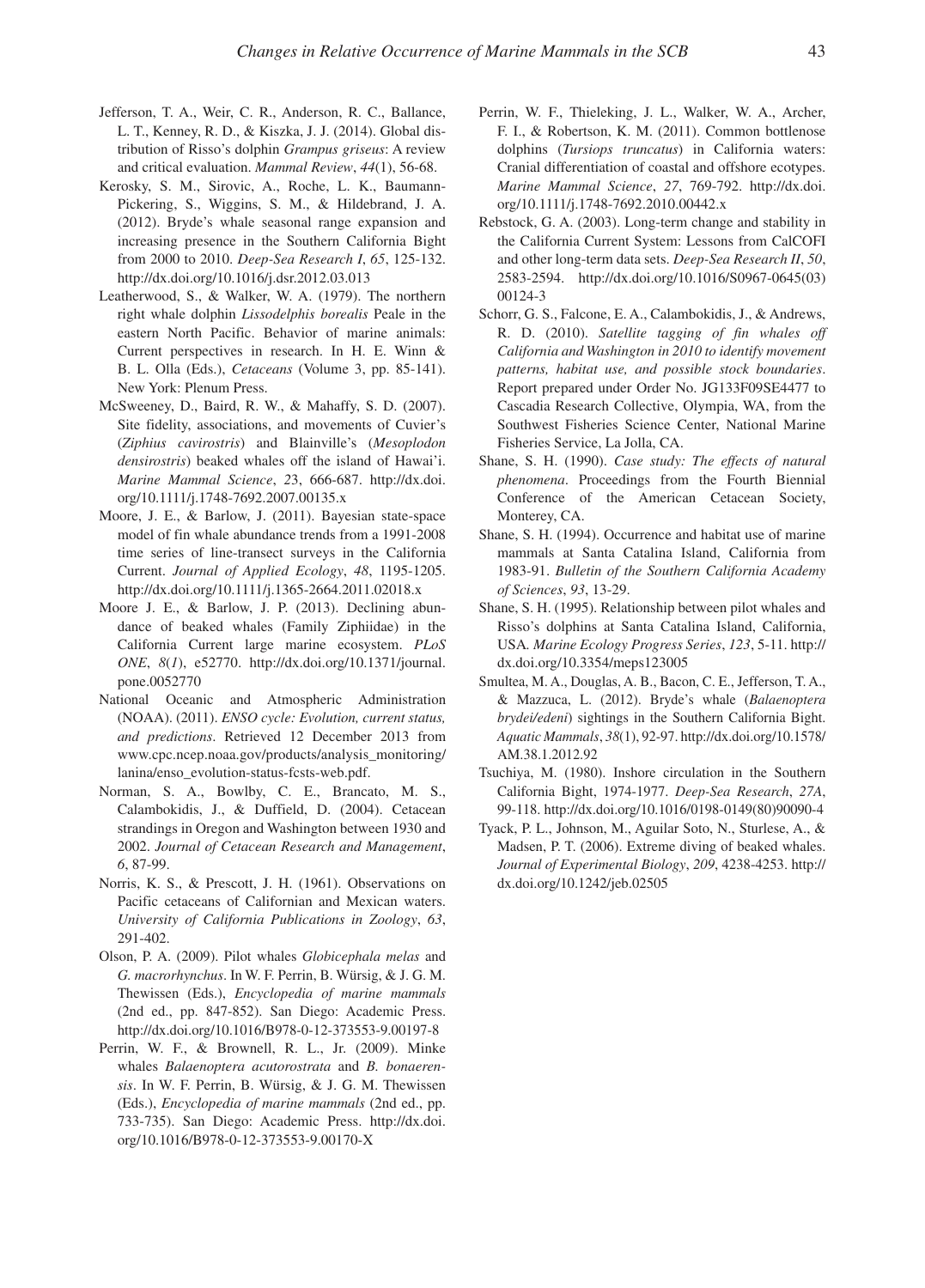Jefferson, T. A., Weir, C. R., Anderson, R. C., Ballance, L. T., Kenney, R. D., & Kiszka, J. J. (2014). Global distribution of Risso's dolphin *Grampus griseus*: A review and critical evaluation. *Mammal Review*, *44*(1), 56-68.

Kerosky, S. M., Sirovic, A., Roche, L. K., Baumann-Pickering, S., Wiggins, S. M., & Hildebrand, J. A. (2012). Bryde's whale seasonal range expansion and increasing presence in the Southern California Bight from 2000 to 2010. *Deep-Sea Research I*, *65*, 125-132. http://dx.doi.org/10.1016/j.dsr.2012.03.013

Leatherwood, S., & Walker, W. A. (1979). The northern right whale dolphin *Lissodelphis borealis* Peale in the eastern North Pacific. Behavior of marine animals: Current perspectives in research. In H. E. Winn & B. L. Olla (Eds.), *Cetaceans* (Volume 3, pp. 85-141). New York: Plenum Press.

McSweeney, D., Baird, R. W., & Mahaffy, S. D. (2007). Site fidelity, associations, and movements of Cuvier's (*Ziphius cavirostris*) and Blainville's (*Mesoplodon densirostris*) beaked whales off the island of Hawai'i. *Marine Mammal Science*, *23*, 666-687. http://dx.doi.org/10.1111/j.1748-7692.2007.00135.x

Moore, J. E., & Barlow, J. (2011). Bayesian state-space model of fin whale abundance trends from a 1991-2008 time series of line-transect surveys in the California Current. *Journal of Applied Ecology*, *48*, 1195-1205. http://dx.doi.org/10.1111/j.1365-2664.2011.02018.x

Moore J. E., & Barlow, J. P. (2013). Declining abundance of beaked whales (Family Ziphiidae) in the California Current large marine ecosystem. *PLoS ONE*, *8*(*1*), e52770. http://dx.doi.org/10.1371/journal.pone.0052770

National Oceanic and Atmospheric Administration (NOAA). (2011). *ENSO cycle: Evolution, current status, and predictions*. Retrieved 12 December 2013 from www.cpc.ncep.noaa.gov/products/analysis_monitoring/lanina/enso_evolution-status-fcsts-web.pdf.

Norman, S. A., Bowlby, C. E., Brancato, M. S., Calambokidis, J., & Duffield, D. (2004). Cetacean strandings in Oregon and Washington between 1930 and 2002. *Journal of Cetacean Research and Management*, *6*, 87-99.

Norris, K. S., & Prescott, J. H. (1961). Observations on Pacific cetaceans of Californian and Mexican waters. *University of California Publications in Zoology*, *63*, 291-402.

Olson, P. A. (2009). Pilot whales *Globicephala melas* and *G. macrorhynchus*. In W. F. Perrin, B. Würsig, & J. G. M. Thewissen (Eds.), *Encyclopedia of marine mammals* (2nd ed., pp. 847-852). San Diego: Academic Press. http://dx.doi.org/10.1016/B978-0-12-373553-9.00197-8

Perrin, W. F., & Brownell, R. L., Jr. (2009). Minke whales *Balaenoptera acutorostrata* and *B. bonaerensis*. In W. F. Perrin, B. Würsig, & J. G. M. Thewissen (Eds.), *Encyclopedia of marine mammals* (2nd ed., pp. 733-735). San Diego: Academic Press. http://dx.doi.org/10.1016/B978-0-12-373553-9.00170-X

Perrin, W. F., Thieleking, J. L., Walker, W. A., Archer, F. I., & Robertson, K. M. (2011). Common bottlenose dolphins (*Tursiops truncatus*) in California waters: Cranial differentiation of coastal and offshore ecotypes. *Marine Mammal Science*, *27*, 769-792. http://dx.doi.org/10.1111/j.1748-7692.2010.00442.x

Rebstock, G. A. (2003). Long-term change and stability in the California Current System: Lessons from CalCOFI and other long-term data sets. *Deep-Sea Research II*, *50*, 2583-2594. http://dx.doi.org/10.1016/S0967-0645(03)00124-3

Schorr, G. S., Falcone, E. A., Calambokidis, J., & Andrews, R. D. (2010). *Satellite tagging of fin whales off California and Washington in 2010 to identify movement patterns, habitat use, and possible stock boundaries*. Report prepared under Order No. JG133F09SE4477 to Cascadia Research Collective, Olympia, WA, from the Southwest Fisheries Science Center, National Marine Fisheries Service, La Jolla, CA.

Shane, S. H. (1990). *Case study: The effects of natural phenomena*. Proceedings from the Fourth Biennial Conference of the American Cetacean Society, Monterey, CA.

Shane, S. H. (1994). Occurrence and habitat use of marine mammals at Santa Catalina Island, California from 1983-91. *Bulletin of the Southern California Academy of Sciences*, *93*, 13-29.

Shane, S. H. (1995). Relationship between pilot whales and Risso's dolphins at Santa Catalina Island, California, USA. *Marine Ecology Progress Series*, *123*, 5-11. http://dx.doi.org/10.3354/meps123005

Smultea, M. A., Douglas, A. B., Bacon, C. E., Jefferson, T. A., & Mazzuca, L. (2012). Bryde's whale (*Balaenoptera brydei/edeni*) sightings in the Southern California Bight. *Aquatic Mammals*, *38*(1), 92-97. http://dx.doi.org/10.1578/AM.38.1.2012.92

Tsuchiya, M. (1980). Inshore circulation in the Southern California Bight, 1974-1977. *Deep-Sea Research*, *27A*, 99-118. http://dx.doi.org/10.1016/0198-0149(80)90090-4

Tyack, P. L., Johnson, M., Aguilar Soto, N., Sturlese, A., & Madsen, P. T. (2006). Extreme diving of beaked whales. *Journal of Experimental Biology*, *209*, 4238-4253. http://dx.doi.org/10.1242/jeb.02505